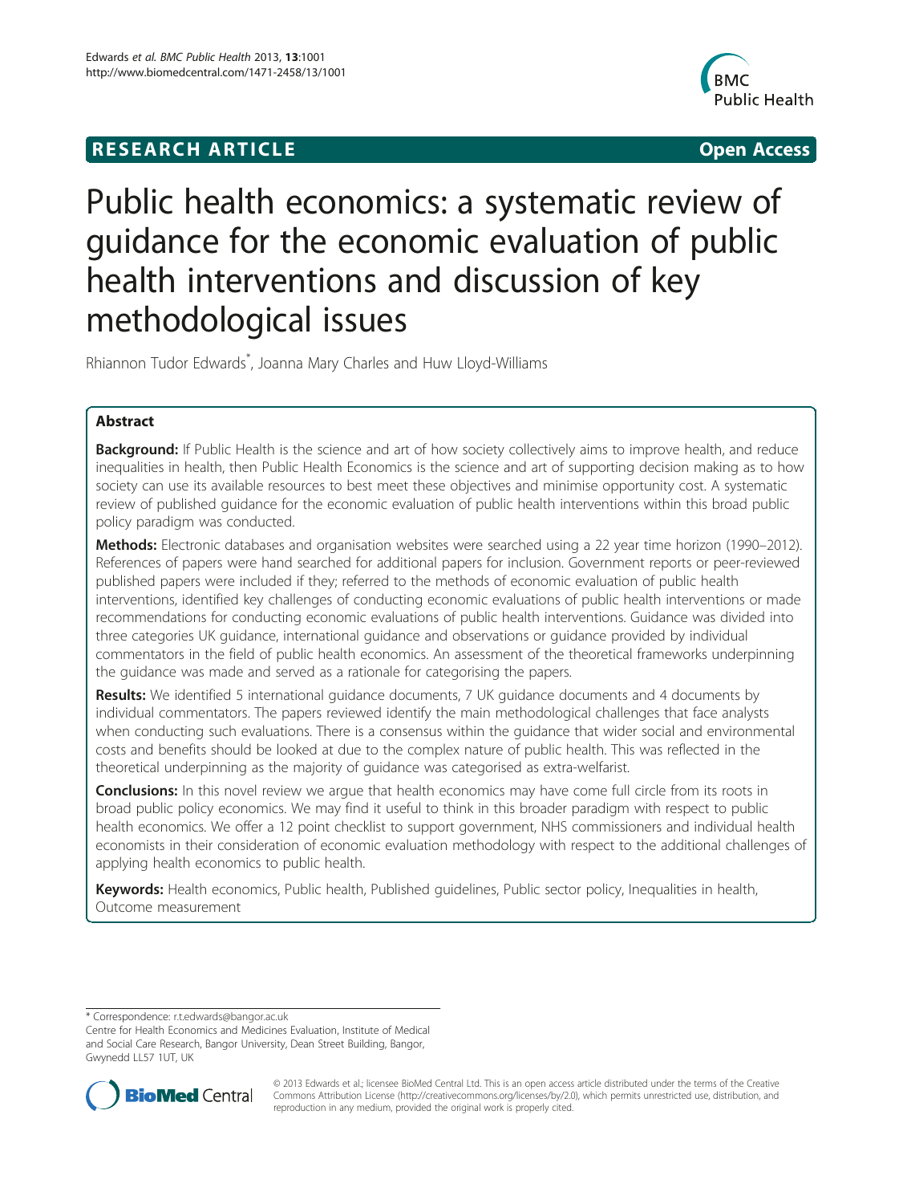**RESEARCH ARTICLE** **Open Access**

# Public health economics: a systematic review of guidance for the economic evaluation of public health interventions and discussion of key methodological issues

Rhiannon Tudor Edwards*, Joanna Mary Charles and Huw Lloyd-Williams

## Abstract

**Background:** If Public Health is the science and art of how society collectively aims to improve health, and reduce inequalities in health, then Public Health Economics is the science and art of supporting decision making as to how society can use its available resources to best meet these objectives and minimise opportunity cost. A systematic review of published guidance for the economic evaluation of public health interventions within this broad public policy paradigm was conducted.

**Methods:** Electronic databases and organisation websites were searched using a 22 year time horizon (1990–2012). References of papers were hand searched for additional papers for inclusion. Government reports or peer-reviewed published papers were included if they; referred to the methods of economic evaluation of public health interventions, identified key challenges of conducting economic evaluations of public health interventions or made recommendations for conducting economic evaluations of public health interventions. Guidance was divided into three categories UK guidance, international guidance and observations or guidance provided by individual commentators in the field of public health economics. An assessment of the theoretical frameworks underpinning the guidance was made and served as a rationale for categorising the papers.

**Results:** We identified 5 international guidance documents, 7 UK guidance documents and 4 documents by individual commentators. The papers reviewed identify the main methodological challenges that face analysts when conducting such evaluations. There is a consensus within the guidance that wider social and environmental costs and benefits should be looked at due to the complex nature of public health. This was reflected in the theoretical underpinning as the majority of guidance was categorised as extra-welfarist.

**Conclusions:** In this novel review we argue that health economics may have come full circle from its roots in broad public policy economics. We may find it useful to think in this broader paradigm with respect to public health economics. We offer a 12 point checklist to support government, NHS commissioners and individual health economists in their consideration of economic evaluation methodology with respect to the additional challenges of applying health economics to public health.

**Keywords:** Health economics, Public health, Published guidelines, Public sector policy, Inequalities in health, Outcome measurement

---

* Correspondence: r.t.edwards@bangor.ac.uk
Centre for Health Economics and Medicines Evaluation, Institute of Medical and Social Care Research, Bangor University, Dean Street Building, Bangor, Gwynedd LL57 1UT, UK

© 2013 Edwards et al.; licensee BioMed Central Ltd. This is an open access article distributed under the terms of the Creative Commons Attribution License (http://creativecommons.org/licenses/by/2.0), which permits unrestricted use, distribution, and reproduction in any medium, provided the original work is properly cited.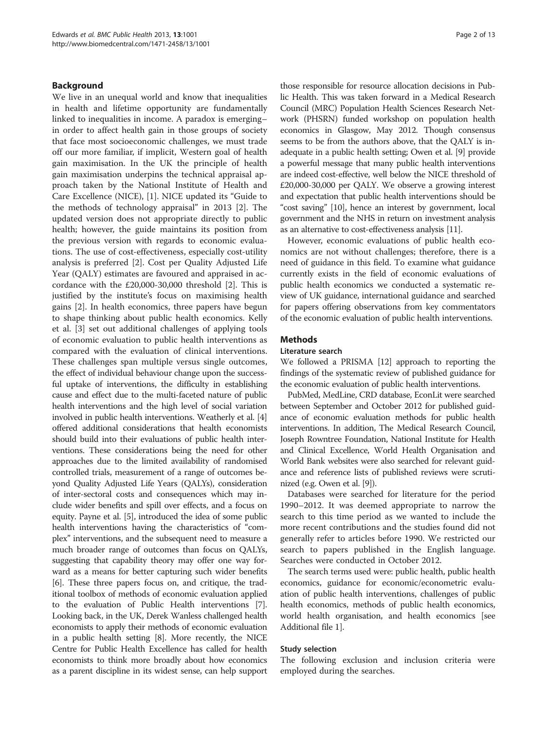## Background

We live in an unequal world and know that inequalities in health and lifetime opportunity are fundamentally linked to inequalities in income. A paradox is emerging– in order to affect health gain in those groups of society that face most socioeconomic challenges, we must trade off our more familiar, if implicit, Western goal of health gain maximisation. In the UK the principle of health gain maximisation underpins the technical appraisal approach taken by the National Institute of Health and Care Excellence (NICE), [1]. NICE updated its "Guide to the methods of technology appraisal" in 2013 [2]. The updated version does not appropriate directly to public health; however, the guide maintains its position from the previous version with regards to economic evaluations. The use of cost-effectiveness, especially cost-utility analysis is preferred [2]. Cost per Quality Adjusted Life Year (QALY) estimates are favoured and appraised in accordance with the £20,000-30,000 threshold [2]. This is justified by the institute's focus on maximising health gains [2]. In health economics, three papers have begun to shape thinking about public health economics. Kelly et al. [3] set out additional challenges of applying tools of economic evaluation to public health interventions as compared with the evaluation of clinical interventions. These challenges span multiple versus single outcomes, the effect of individual behaviour change upon the successful uptake of interventions, the difficulty in establishing cause and effect due to the multi-faceted nature of public health interventions and the high level of social variation involved in public health interventions. Weatherly et al. [4] offered additional considerations that health economists should build into their evaluations of public health interventions. These considerations being the need for other approaches due to the limited availability of randomised controlled trials, measurement of a range of outcomes beyond Quality Adjusted Life Years (QALYs), consideration of inter-sectoral costs and consequences which may include wider benefits and spill over effects, and a focus on equity. Payne et al. [5], introduced the idea of some public health interventions having the characteristics of "complex" interventions, and the subsequent need to measure a much broader range of outcomes than focus on QALYs, suggesting that capability theory may offer one way forward as a means for better capturing such wider benefits [6]. These three papers focus on, and critique, the traditional toolbox of methods of economic evaluation applied to the evaluation of Public Health interventions [7]. Looking back, in the UK, Derek Wanless challenged health economists to apply their methods of economic evaluation in a public health setting [8]. More recently, the NICE Centre for Public Health Excellence has called for health economists to think more broadly about how economics as a parent discipline in its widest sense, can help support those responsible for resource allocation decisions in Public Health. This was taken forward in a Medical Research Council (MRC) Population Health Sciences Research Network (PHSRN) funded workshop on population health economics in Glasgow, May 2012. Though consensus seems to be from the authors above, that the QALY is inadequate in a public health setting; Owen et al. [9] provide a powerful message that many public health interventions are indeed cost-effective, well below the NICE threshold of £20,000-30,000 per QALY. We observe a growing interest and expectation that public health interventions should be "cost saving" [10], hence an interest by government, local government and the NHS in return on investment analysis as an alternative to cost-effectiveness analysis [11].

However, economic evaluations of public health economics are not without challenges; therefore, there is a need of guidance in this field. To examine what guidance currently exists in the field of economic evaluations of public health economics we conducted a systematic review of UK guidance, international guidance and searched for papers offering observations from key commentators of the economic evaluation of public health interventions.

## Methods

### Literature search

We followed a PRISMA [12] approach to reporting the findings of the systematic review of published guidance for the economic evaluation of public health interventions.

PubMed, MedLine, CRD database, EconLit were searched between September and October 2012 for published guidance of economic evaluation methods for public health interventions. In addition, The Medical Research Council, Joseph Rowntree Foundation, National Institute for Health and Clinical Excellence, World Health Organisation and World Bank websites were also searched for relevant guidance and reference lists of published reviews were scrutinized (e.g. Owen et al. [9]).

Databases were searched for literature for the period 1990–2012. It was deemed appropriate to narrow the search to this time period as we wanted to include the more recent contributions and the studies found did not generally refer to articles before 1990. We restricted our search to papers published in the English language. Searches were conducted in October 2012.

The search terms used were: public health, public health economics, guidance for economic/econometric evaluation of public health interventions, challenges of public health economics, methods of public health economics, world health organisation, and health economics [see Additional file 1].

### Study selection

The following exclusion and inclusion criteria were employed during the searches.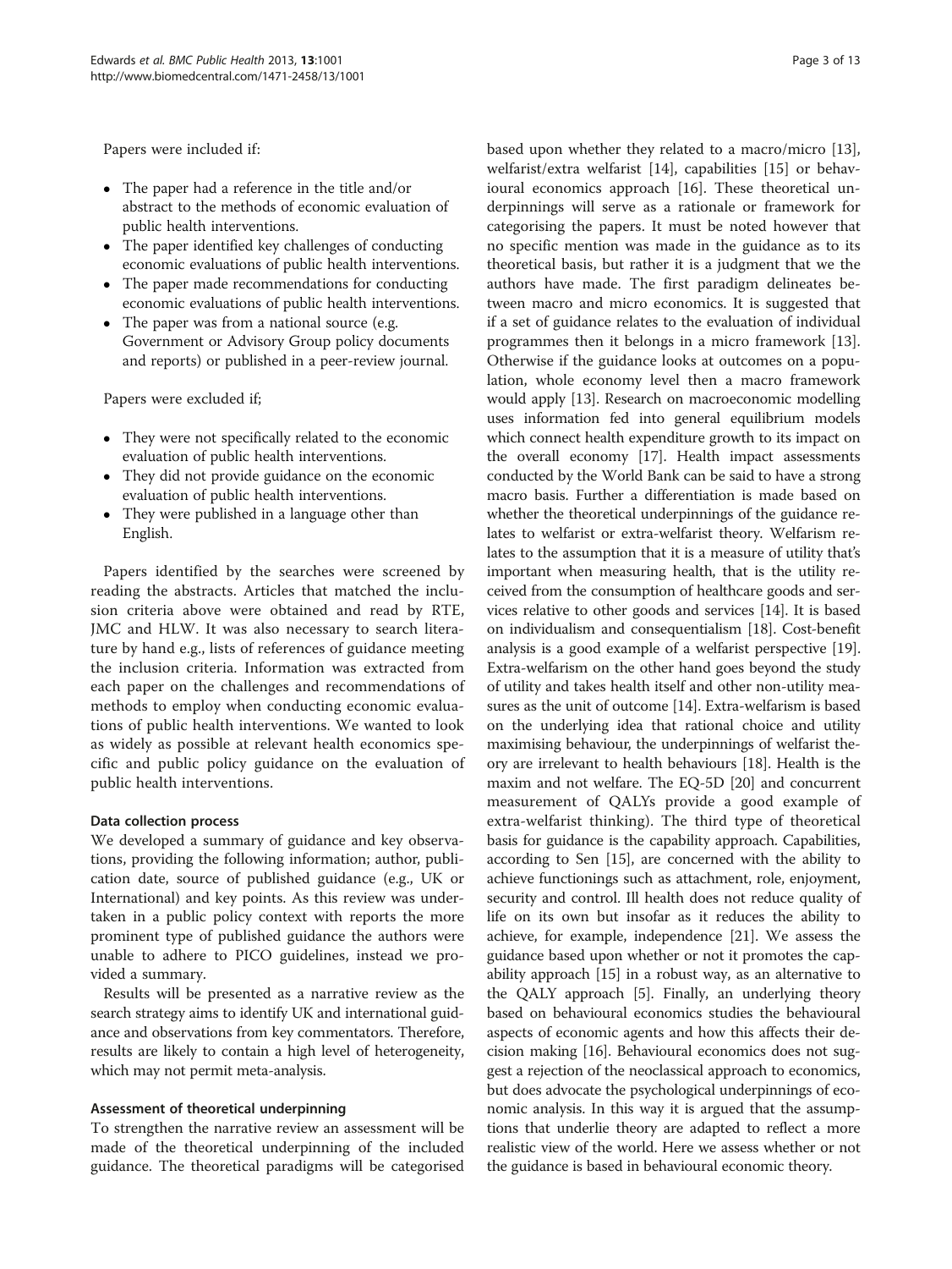Papers were included if:

- The paper had a reference in the title and/or abstract to the methods of economic evaluation of public health interventions.
- The paper identified key challenges of conducting economic evaluations of public health interventions.
- The paper made recommendations for conducting economic evaluations of public health interventions.
- The paper was from a national source (e.g. Government or Advisory Group policy documents and reports) or published in a peer-review journal.

Papers were excluded if;

- They were not specifically related to the economic evaluation of public health interventions.
- They did not provide guidance on the economic evaluation of public health interventions.
- They were published in a language other than English.

Papers identified by the searches were screened by reading the abstracts. Articles that matched the inclusion criteria above were obtained and read by RTE, JMC and HLW. It was also necessary to search literature by hand e.g., lists of references of guidance meeting the inclusion criteria. Information was extracted from each paper on the challenges and recommendations of methods to employ when conducting economic evaluations of public health interventions. We wanted to look as widely as possible at relevant health economics specific and public policy guidance on the evaluation of public health interventions.

#### Data collection process

We developed a summary of guidance and key observations, providing the following information; author, publication date, source of published guidance (e.g., UK or International) and key points. As this review was undertaken in a public policy context with reports the more prominent type of published guidance the authors were unable to adhere to PICO guidelines, instead we provided a summary.

Results will be presented as a narrative review as the search strategy aims to identify UK and international guidance and observations from key commentators. Therefore, results are likely to contain a high level of heterogeneity, which may not permit meta-analysis.

#### Assessment of theoretical underpinning

To strengthen the narrative review an assessment will be made of the theoretical underpinning of the included guidance. The theoretical paradigms will be categorised based upon whether they related to a macro/micro [13], welfarist/extra welfarist [14], capabilities [15] or behavioural economics approach [16]. These theoretical underpinnings will serve as a rationale or framework for categorising the papers. It must be noted however that no specific mention was made in the guidance as to its theoretical basis, but rather it is a judgment that we the authors have made. The first paradigm delineates between macro and micro economics. It is suggested that if a set of guidance relates to the evaluation of individual programmes then it belongs in a micro framework [13]. Otherwise if the guidance looks at outcomes on a population, whole economy level then a macro framework would apply [13]. Research on macroeconomic modelling uses information fed into general equilibrium models which connect health expenditure growth to its impact on the overall economy [17]. Health impact assessments conducted by the World Bank can be said to have a strong macro basis. Further a differentiation is made based on whether the theoretical underpinnings of the guidance relates to welfarist or extra-welfarist theory. Welfarism relates to the assumption that it is a measure of utility that's important when measuring health, that is the utility received from the consumption of healthcare goods and services relative to other goods and services [14]. It is based on individualism and consequentialism [18]. Cost-benefit analysis is a good example of a welfarist perspective [19]. Extra-welfarism on the other hand goes beyond the study of utility and takes health itself and other non-utility measures as the unit of outcome [14]. Extra-welfarism is based on the underlying idea that rational choice and utility maximising behaviour, the underpinnings of welfarist theory are irrelevant to health behaviours [18]. Health is the maxim and not welfare. The EQ-5D [20] and concurrent measurement of QALYs provide a good example of extra-welfarist thinking). The third type of theoretical basis for guidance is the capability approach. Capabilities, according to Sen [15], are concerned with the ability to achieve functionings such as attachment, role, enjoyment, security and control. Ill health does not reduce quality of life on its own but insofar as it reduces the ability to achieve, for example, independence [21]. We assess the guidance based upon whether or not it promotes the capability approach [15] in a robust way, as an alternative to the QALY approach [5]. Finally, an underlying theory based on behavioural economics studies the behavioural aspects of economic agents and how this affects their decision making [16]. Behavioural economics does not suggest a rejection of the neoclassical approach to economics, but does advocate the psychological underpinnings of economic analysis. In this way it is argued that the assumptions that underlie theory are adapted to reflect a more realistic view of the world. Here we assess whether or not the guidance is based in behavioural economic theory.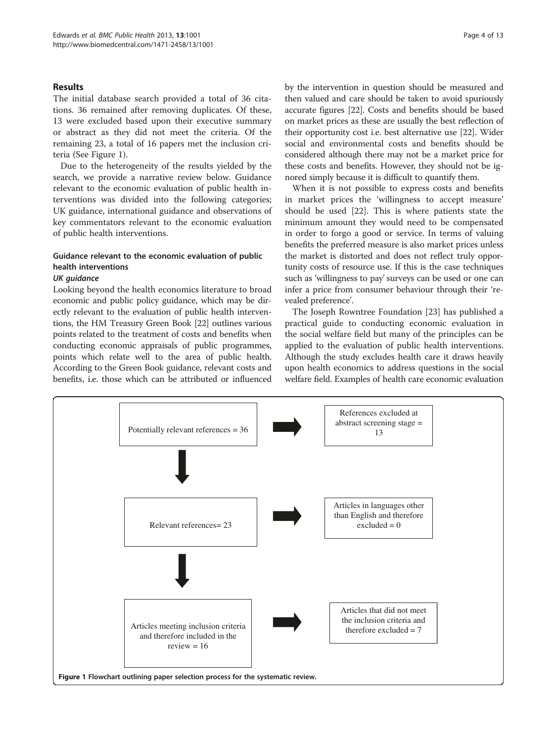## Results

The initial database search provided a total of 36 citations. 36 remained after removing duplicates. Of these, 13 were excluded based upon their executive summary or abstract as they did not meet the criteria. Of the remaining 23, a total of 16 papers met the inclusion criteria (See Figure 1).

Due to the heterogeneity of the results yielded by the search, we provide a narrative review below. Guidance relevant to the economic evaluation of public health interventions was divided into the following categories; UK guidance, international guidance and observations of key commentators relevant to the economic evaluation of public health interventions.

### Guidance relevant to the economic evaluation of public health interventions

#### *UK guidance*

Looking beyond the health economics literature to broad economic and public policy guidance, which may be directly relevant to the evaluation of public health interventions, the HM Treasury Green Book [22] outlines various points related to the treatment of costs and benefits when conducting economic appraisals of public programmes, points which relate well to the area of public health. According to the Green Book guidance, relevant costs and benefits, i.e. those which can be attributed or influenced by the intervention in question should be measured and then valued and care should be taken to avoid spuriously accurate figures [22]. Costs and benefits should be based on market prices as these are usually the best reflection of their opportunity cost i.e. best alternative use [22]. Wider social and environmental costs and benefits should be considered although there may not be a market price for these costs and benefits. However, they should not be ignored simply because it is difficult to quantify them.

When it is not possible to express costs and benefits in market prices the 'willingness to accept measure' should be used [22]. This is where patients state the minimum amount they would need to be compensated in order to forgo a good or service. In terms of valuing benefits the preferred measure is also market prices unless the market is distorted and does not reflect truly opportunity costs of resource use. If this is the case techniques such as 'willingness to pay' surveys can be used or one can infer a price from consumer behaviour through their 'revealed preference'.

The Joseph Rowntree Foundation [23] has published a practical guide to conducting economic evaluation in the social welfare field but many of the principles can be applied to the evaluation of public health interventions. Although the study excludes health care it draws heavily upon health economics to address questions in the social welfare field. Examples of health care economic evaluation

Potentially relevant references = 36 → References excluded at abstract screening stage = 13

Relevant references= 23 → Articles in languages other than English and therefore excluded = 0

Articles meeting inclusion criteria and therefore included in the review = 16 → Articles that did not meet the inclusion criteria and therefore excluded = 7

**Figure 1** Flowchart outlining paper selection process for the systematic review.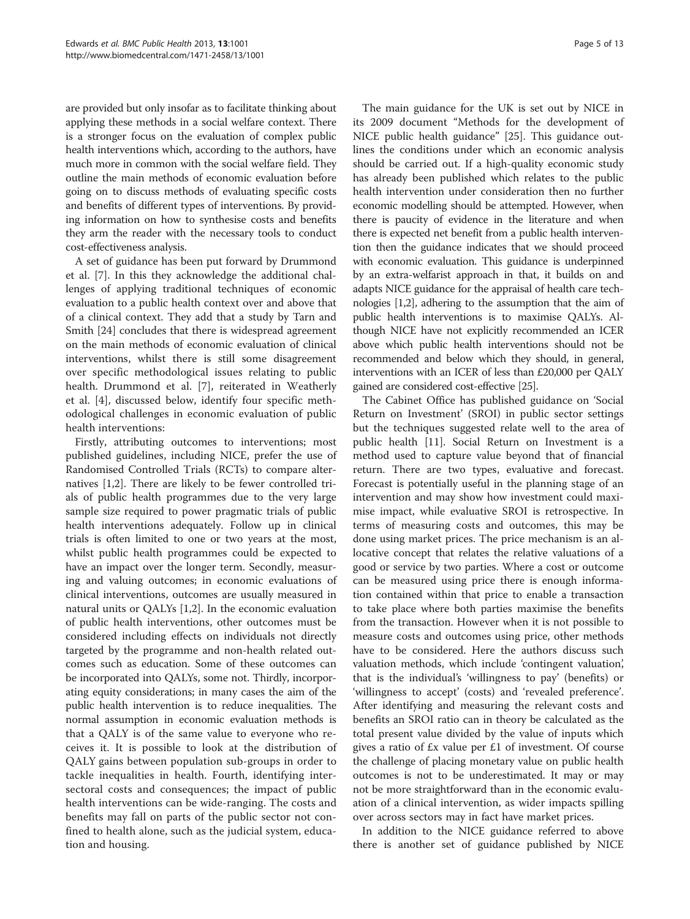are provided but only insofar as to facilitate thinking about applying these methods in a social welfare context. There is a stronger focus on the evaluation of complex public health interventions which, according to the authors, have much more in common with the social welfare field. They outline the main methods of economic evaluation before going on to discuss methods of evaluating specific costs and benefits of different types of interventions. By providing information on how to synthesise costs and benefits they arm the reader with the necessary tools to conduct cost-effectiveness analysis.

A set of guidance has been put forward by Drummond et al. [7]. In this they acknowledge the additional challenges of applying traditional techniques of economic evaluation to a public health context over and above that of a clinical context. They add that a study by Tarn and Smith [24] concludes that there is widespread agreement on the main methods of economic evaluation of clinical interventions, whilst there is still some disagreement over specific methodological issues relating to public health. Drummond et al. [7], reiterated in Weatherly et al. [4], discussed below, identify four specific methodological challenges in economic evaluation of public health interventions:

Firstly, attributing outcomes to interventions; most published guidelines, including NICE, prefer the use of Randomised Controlled Trials (RCTs) to compare alternatives [1,2]. There are likely to be fewer controlled trials of public health programmes due to the very large sample size required to power pragmatic trials of public health interventions adequately. Follow up in clinical trials is often limited to one or two years at the most, whilst public health programmes could be expected to have an impact over the longer term. Secondly, measuring and valuing outcomes; in economic evaluations of clinical interventions, outcomes are usually measured in natural units or QALYs [1,2]. In the economic evaluation of public health interventions, other outcomes must be considered including effects on individuals not directly targeted by the programme and non-health related outcomes such as education. Some of these outcomes can be incorporated into QALYs, some not. Thirdly, incorporating equity considerations; in many cases the aim of the public health intervention is to reduce inequalities. The normal assumption in economic evaluation methods is that a QALY is of the same value to everyone who receives it. It is possible to look at the distribution of QALY gains between population sub-groups in order to tackle inequalities in health. Fourth, identifying intersectoral costs and consequences; the impact of public health interventions can be wide-ranging. The costs and benefits may fall on parts of the public sector not confined to health alone, such as the judicial system, education and housing.

The main guidance for the UK is set out by NICE in its 2009 document "Methods for the development of NICE public health guidance" [25]. This guidance outlines the conditions under which an economic analysis should be carried out. If a high-quality economic study has already been published which relates to the public health intervention under consideration then no further economic modelling should be attempted. However, when there is paucity of evidence in the literature and when there is expected net benefit from a public health intervention then the guidance indicates that we should proceed with economic evaluation. This guidance is underpinned by an extra-welfarist approach in that, it builds on and adapts NICE guidance for the appraisal of health care technologies [1,2], adhering to the assumption that the aim of public health interventions is to maximise QALYs. Although NICE have not explicitly recommended an ICER above which public health interventions should not be recommended and below which they should, in general, interventions with an ICER of less than £20,000 per QALY gained are considered cost-effective [25].

The Cabinet Office has published guidance on 'Social Return on Investment' (SROI) in public sector settings but the techniques suggested relate well to the area of public health [11]. Social Return on Investment is a method used to capture value beyond that of financial return. There are two types, evaluative and forecast. Forecast is potentially useful in the planning stage of an intervention and may show how investment could maximise impact, while evaluative SROI is retrospective. In terms of measuring costs and outcomes, this may be done using market prices. The price mechanism is an allocative concept that relates the relative valuations of a good or service by two parties. Where a cost or outcome can be measured using price there is enough information contained within that price to enable a transaction to take place where both parties maximise the benefits from the transaction. However when it is not possible to measure costs and outcomes using price, other methods have to be considered. Here the authors discuss such valuation methods, which include 'contingent valuation', that is the individual's 'willingness to pay' (benefits) or 'willingness to accept' (costs) and 'revealed preference'. After identifying and measuring the relevant costs and benefits an SROI ratio can in theory be calculated as the total present value divided by the value of inputs which gives a ratio of £x value per £1 of investment. Of course the challenge of placing monetary value on public health outcomes is not to be underestimated. It may or may not be more straightforward than in the economic evaluation of a clinical intervention, as wider impacts spilling over across sectors may in fact have market prices.

In addition to the NICE guidance referred to above there is another set of guidance published by NICE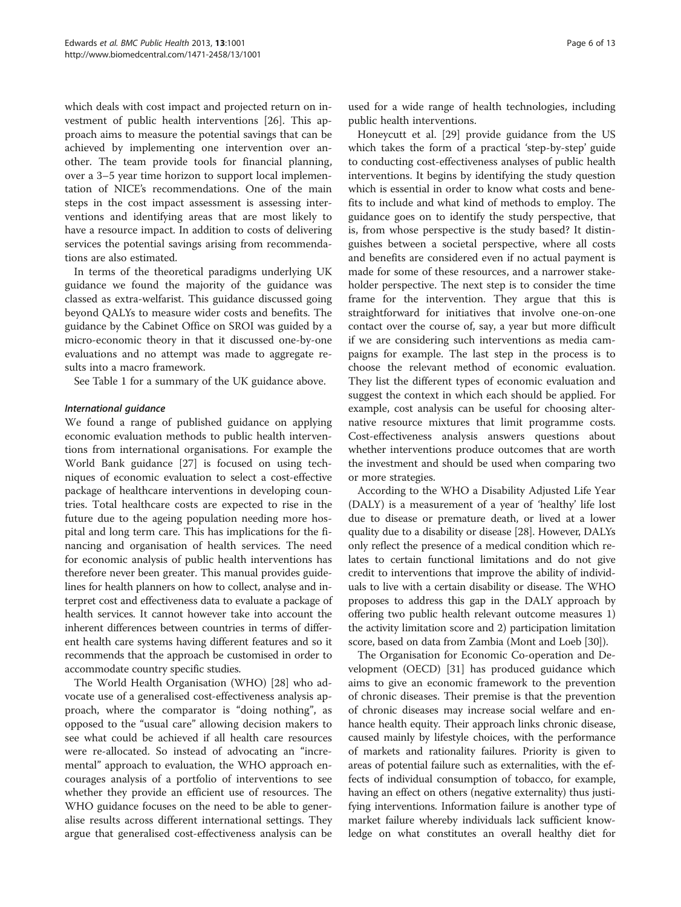which deals with cost impact and projected return on investment of public health interventions [26]. This approach aims to measure the potential savings that can be achieved by implementing one intervention over another. The team provide tools for financial planning, over a 3–5 year time horizon to support local implementation of NICE's recommendations. One of the main steps in the cost impact assessment is assessing interventions and identifying areas that are most likely to have a resource impact. In addition to costs of delivering services the potential savings arising from recommendations are also estimated.

In terms of the theoretical paradigms underlying UK guidance we found the majority of the guidance was classed as extra-welfarist. This guidance discussed going beyond QALYs to measure wider costs and benefits. The guidance by the Cabinet Office on SROI was guided by a micro-economic theory in that it discussed one-by-one evaluations and no attempt was made to aggregate results into a macro framework.

See Table 1 for a summary of the UK guidance above.

*International guidance*

We found a range of published guidance on applying economic evaluation methods to public health interventions from international organisations. For example the World Bank guidance [27] is focused on using techniques of economic evaluation to select a cost-effective package of healthcare interventions in developing countries. Total healthcare costs are expected to rise in the future due to the ageing population needing more hospital and long term care. This has implications for the financing and organisation of health services. The need for economic analysis of public health interventions has therefore never been greater. This manual provides guidelines for health planners on how to collect, analyse and interpret cost and effectiveness data to evaluate a package of health services. It cannot however take into account the inherent differences between countries in terms of different health care systems having different features and so it recommends that the approach be customised in order to accommodate country specific studies.

The World Health Organisation (WHO) [28] who advocate use of a generalised cost-effectiveness analysis approach, where the comparator is "doing nothing", as opposed to the "usual care" allowing decision makers to see what could be achieved if all health care resources were re-allocated. So instead of advocating an "incremental" approach to evaluation, the WHO approach encourages analysis of a portfolio of interventions to see whether they provide an efficient use of resources. The WHO guidance focuses on the need to be able to generalise results across different international settings. They argue that generalised cost-effectiveness analysis can be used for a wide range of health technologies, including public health interventions.

Honeycutt et al. [29] provide guidance from the US which takes the form of a practical 'step-by-step' guide to conducting cost-effectiveness analyses of public health interventions. It begins by identifying the study question which is essential in order to know what costs and benefits to include and what kind of methods to employ. The guidance goes on to identify the study perspective, that is, from whose perspective is the study based? It distinguishes between a societal perspective, where all costs and benefits are considered even if no actual payment is made for some of these resources, and a narrower stakeholder perspective. The next step is to consider the time frame for the intervention. They argue that this is straightforward for initiatives that involve one-on-one contact over the course of, say, a year but more difficult if we are considering such interventions as media campaigns for example. The last step in the process is to choose the relevant method of economic evaluation. They list the different types of economic evaluation and suggest the context in which each should be applied. For example, cost analysis can be useful for choosing alternative resource mixtures that limit programme costs. Cost-effectiveness analysis answers questions about whether interventions produce outcomes that are worth the investment and should be used when comparing two or more strategies.

According to the WHO a Disability Adjusted Life Year (DALY) is a measurement of a year of 'healthy' life lost due to disease or premature death, or lived at a lower quality due to a disability or disease [28]. However, DALYs only reflect the presence of a medical condition which relates to certain functional limitations and do not give credit to interventions that improve the ability of individuals to live with a certain disability or disease. The WHO proposes to address this gap in the DALY approach by offering two public health relevant outcome measures 1) the activity limitation score and 2) participation limitation score, based on data from Zambia (Mont and Loeb [30]).

The Organisation for Economic Co-operation and Development (OECD) [31] has produced guidance which aims to give an economic framework to the prevention of chronic diseases. Their premise is that the prevention of chronic diseases may increase social welfare and enhance health equity. Their approach links chronic disease, caused mainly by lifestyle choices, with the performance of markets and rationality failures. Priority is given to areas of potential failure such as externalities, with the effects of individual consumption of tobacco, for example, having an effect on others (negative externality) thus justifying interventions. Information failure is another type of market failure whereby individuals lack sufficient knowledge on what constitutes an overall healthy diet for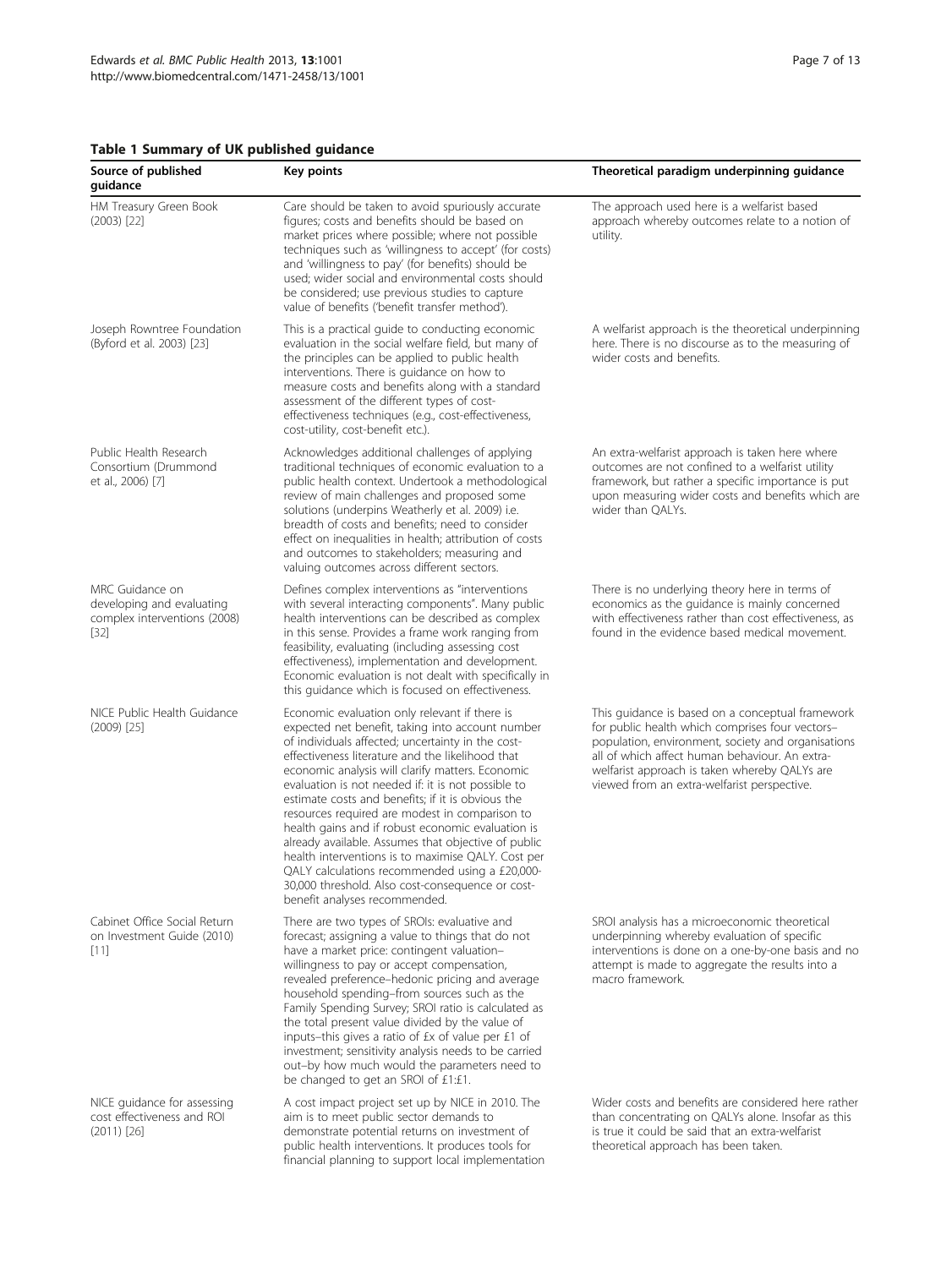**Table 1 Summary of UK published guidance**

| Source of published guidance | Key points | Theoretical paradigm underpinning guidance |
| --- | --- | --- |
| HM Treasury Green Book (2003) [22] | Care should be taken to avoid spuriously accurate figures; costs and benefits should be based on market prices where possible; where not possible techniques such as 'willingness to accept' (for costs) and 'willingness to pay' (for benefits) should be used; wider social and environmental costs should be considered; use previous studies to capture value of benefits ('benefit transfer method'). | The approach used here is a welfarist based approach whereby outcomes relate to a notion of utility. |
| Joseph Rowntree Foundation (Byford et al. 2003) [23] | This is a practical guide to conducting economic evaluation in the social welfare field, but many of the principles can be applied to public health interventions. There is guidance on how to measure costs and benefits along with a standard assessment of the different types of cost-effectiveness techniques (e.g., cost-effectiveness, cost-utility, cost-benefit etc.). | A welfarist approach is the theoretical underpinning here. There is no discourse as to the measuring of wider costs and benefits. |
| Public Health Research Consortium (Drummond et al., 2006) [7] | Acknowledges additional challenges of applying traditional techniques of economic evaluation to a public health context. Undertook a methodological review of main challenges and proposed some solutions (underpins Weatherly et al. 2009) i.e. breadth of costs and benefits; need to consider effect on inequalities in health; attribution of costs and outcomes to stakeholders; measuring and valuing outcomes across different sectors. | An extra-welfarist approach is taken here where outcomes are not confined to a welfarist utility framework, but rather a specific importance is put upon measuring wider costs and benefits which are wider than QALYs. |
| MRC Guidance on developing and evaluating complex interventions (2008) [32] | Defines complex interventions as "interventions with several interacting components". Many public health interventions can be described as complex in this sense. Provides a frame work ranging from feasibility, evaluating (including assessing cost effectiveness), implementation and development. Economic evaluation is not dealt with specifically in this guidance which is focused on effectiveness. | There is no underlying theory here in terms of economics as the guidance is mainly concerned with effectiveness rather than cost effectiveness, as found in the evidence based medical movement. |
| NICE Public Health Guidance (2009) [25] | Economic evaluation only relevant if there is expected net benefit, taking into account number of individuals affected; uncertainty in the cost-effectiveness literature and the likelihood that economic analysis will clarify matters. Economic evaluation is not needed if: it is not possible to estimate costs and benefits; if it is obvious the resources required are modest in comparison to health gains and if robust economic evaluation is already available. Assumes that objective of public health interventions is to maximise QALY. Cost per QALY calculations recommended using a £20,000-30,000 threshold. Also cost-consequence or cost-benefit analyses recommended. | This guidance is based on a conceptual framework for public health which comprises four vectors– population, environment, society and organisations all of which affect human behaviour. An extra-welfarist approach is taken whereby QALYs are viewed from an extra-welfarist perspective. |
| Cabinet Office Social Return on Investment Guide (2010) [11] | There are two types of SROIs: evaluative and forecast; assigning a value to things that do not have a market price: contingent valuation– willingness to pay or accept compensation, revealed preference–hedonic pricing and average household spending–from sources such as the Family Spending Survey; SROI ratio is calculated as the total present value divided by the value of inputs–this gives a ratio of £x of value per £1 of investment; sensitivity analysis needs to be carried out–by how much would the parameters need to be changed to get an SROI of £1:£1. | SROI analysis has a microeconomic theoretical underpinning whereby evaluation of specific interventions is done on a one-by-one basis and no attempt is made to aggregate the results into a macro framework. |
| NICE guidance for assessing cost effectiveness and ROI (2011) [26] | A cost impact project set up by NICE in 2010. The aim is to meet public sector demands to demonstrate potential returns on investment of public health interventions. It produces tools for financial planning to support local implementation | Wider costs and benefits are considered here rather than concentrating on QALYs alone. Insofar as this is true it could be said that an extra-welfarist theoretical approach has been taken. |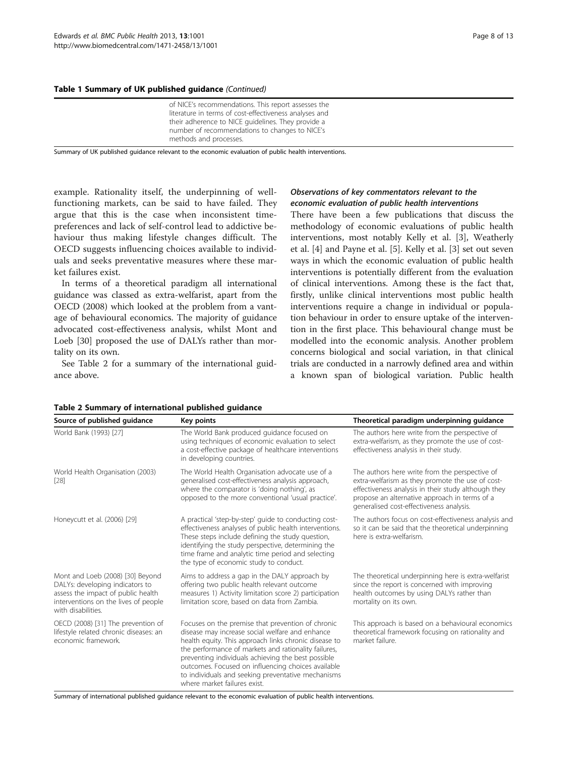**Table 1 Summary of UK published guidance** *(Continued)*

| | |
|---|---|
| | of NICE's recommendations. This report assesses the literature in terms of cost-effectiveness analyses and their adherence to NICE guidelines. They provide a number of recommendations to changes to NICE's methods and processes. |

Summary of UK published guidance relevant to the economic evaluation of public health interventions.

example. Rationality itself, the underpinning of well-functioning markets, can be said to have failed. They argue that this is the case when inconsistent time-preferences and lack of self-control lead to addictive behaviour thus making lifestyle changes difficult. The OECD suggests influencing choices available to individuals and seeks preventative measures where these market failures exist.

In terms of a theoretical paradigm all international guidance was classed as extra-welfarist, apart from the OECD (2008) which looked at the problem from a vantage of behavioural economics. The majority of guidance advocated cost-effectiveness analysis, whilst Mont and Loeb [30] proposed the use of DALYs rather than mortality on its own.

See Table 2 for a summary of the international guidance above.

### *Observations of key commentators relevant to the economic evaluation of public health interventions*

There have been a few publications that discuss the methodology of economic evaluations of public health interventions, most notably Kelly et al. [3], Weatherly et al. [4] and Payne et al. [5]. Kelly et al. [3] set out seven ways in which the economic evaluation of public health interventions is potentially different from the evaluation of clinical interventions. Among these is the fact that, firstly, unlike clinical interventions most public health interventions require a change in individual or population behaviour in order to ensure uptake of the intervention in the first place. This behavioural change must be modelled into the economic analysis. Another problem concerns biological and social variation, in that clinical trials are conducted in a narrowly defined area and within a known span of biological variation. Public health

**Table 2 Summary of international published guidance**

| Source of published guidance | Key points | Theoretical paradigm underpinning guidance |
|---|---|---|
| World Bank (1993) [27] | The World Bank produced guidance focused on using techniques of economic evaluation to select a cost-effective package of healthcare interventions in developing countries. | The authors here write from the perspective of extra-welfarism, as they promote the use of cost-effectiveness analysis in their study. |
| World Health Organisation (2003) [28] | The World Health Organisation advocate use of a generalised cost-effectiveness analysis approach, where the comparator is 'doing nothing', as opposed to the more conventional 'usual practice'. | The authors here write from the perspective of extra-welfarism as they promote the use of cost-effectiveness analysis in their study although they propose an alternative approach in terms of a generalised cost-effectiveness analysis. |
| Honeycutt et al. (2006) [29] | A practical 'step-by-step' guide to conducting cost-effectiveness analyses of public health interventions. These steps include defining the study question, identifying the study perspective, determining the time frame and analytic time period and selecting the type of economic study to conduct. | The authors focus on cost-effectiveness analysis and so it can be said that the theoretical underpinning here is extra-welfarism. |
| Mont and Loeb (2008) [30] Beyond DALYs: developing indicators to assess the impact of public health interventions on the lives of people with disabilities. | Aims to address a gap in the DALY approach by offering two public health relevant outcome measures 1) Activity limitation score 2) participation limitation score, based on data from Zambia. | The theoretical underpinning here is extra-welfarist since the report is concerned with improving health outcomes by using DALYs rather than mortality on its own. |
| OECD (2008) [31] The prevention of lifestyle related chronic diseases: an economic framework. | Focuses on the premise that prevention of chronic disease may increase social welfare and enhance health equity. This approach links chronic disease to the performance of markets and rationality failures, preventing individuals achieving the best possible outcomes. Focused on influencing choices available to individuals and seeking preventative mechanisms where market failures exist. | This approach is based on a behavioural economics theoretical framework focusing on rationality and market failure. |

Summary of international published guidance relevant to the economic evaluation of public health interventions.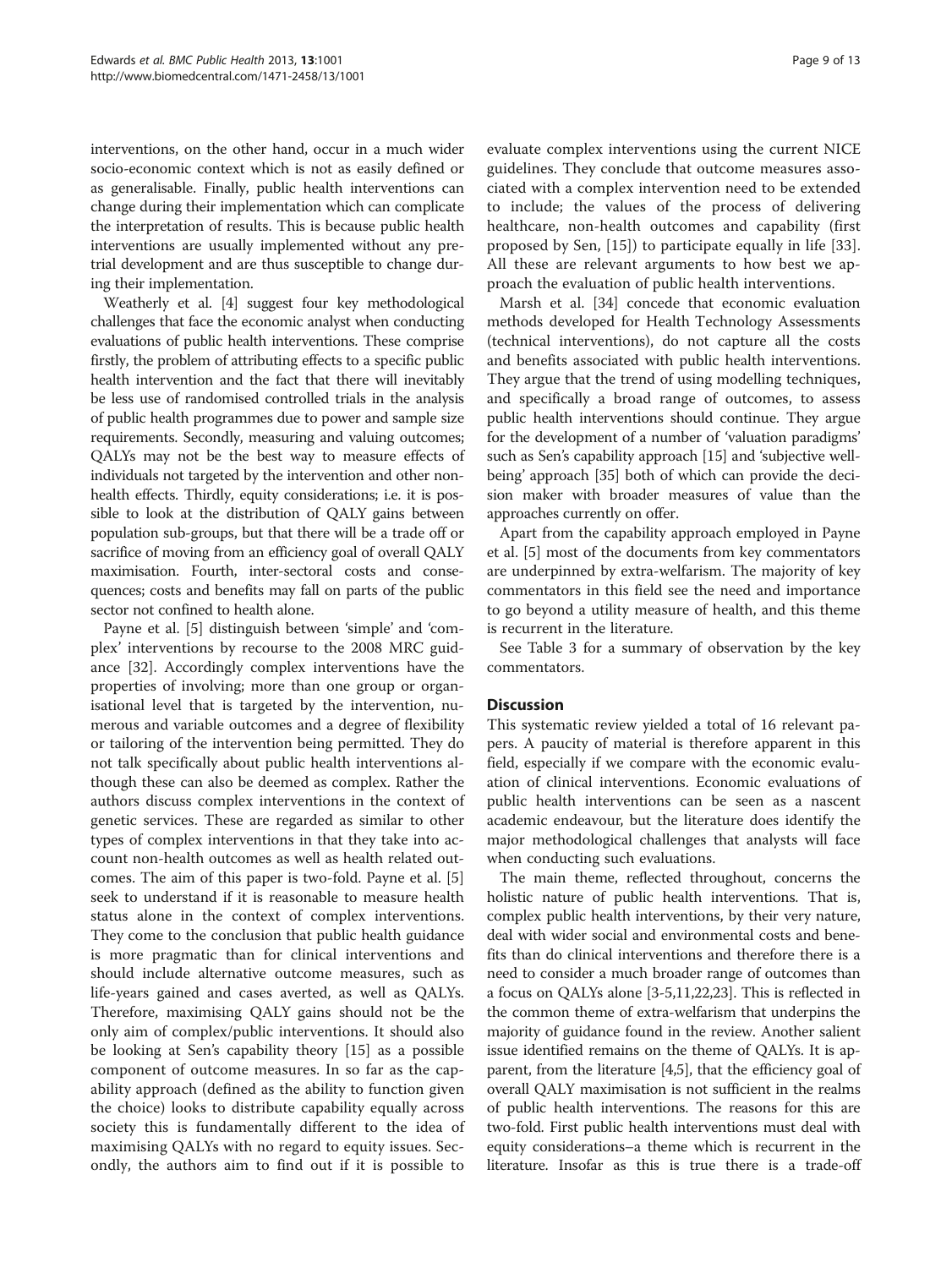interventions, on the other hand, occur in a much wider socio-economic context which is not as easily defined or as generalisable. Finally, public health interventions can change during their implementation which can complicate the interpretation of results. This is because public health interventions are usually implemented without any pre-trial development and are thus susceptible to change during their implementation.

Weatherly et al. [4] suggest four key methodological challenges that face the economic analyst when conducting evaluations of public health interventions. These comprise firstly, the problem of attributing effects to a specific public health intervention and the fact that there will inevitably be less use of randomised controlled trials in the analysis of public health programmes due to power and sample size requirements. Secondly, measuring and valuing outcomes; QALYs may not be the best way to measure effects of individuals not targeted by the intervention and other non-health effects. Thirdly, equity considerations; i.e. it is possible to look at the distribution of QALY gains between population sub-groups, but that there will be a trade off or sacrifice of moving from an efficiency goal of overall QALY maximisation. Fourth, inter-sectoral costs and consequences; costs and benefits may fall on parts of the public sector not confined to health alone.

Payne et al. [5] distinguish between 'simple' and 'complex' interventions by recourse to the 2008 MRC guidance [32]. Accordingly complex interventions have the properties of involving; more than one group or organisational level that is targeted by the intervention, numerous and variable outcomes and a degree of flexibility or tailoring of the intervention being permitted. They do not talk specifically about public health interventions although these can also be deemed as complex. Rather the authors discuss complex interventions in the context of genetic services. These are regarded as similar to other types of complex interventions in that they take into account non-health outcomes as well as health related outcomes. The aim of this paper is two-fold. Payne et al. [5] seek to understand if it is reasonable to measure health status alone in the context of complex interventions. They come to the conclusion that public health guidance is more pragmatic than for clinical interventions and should include alternative outcome measures, such as life-years gained and cases averted, as well as QALYs. Therefore, maximising QALY gains should not be the only aim of complex/public interventions. It should also be looking at Sen's capability theory [15] as a possible component of outcome measures. In so far as the capability approach (defined as the ability to function given the choice) looks to distribute capability equally across society this is fundamentally different to the idea of maximising QALYs with no regard to equity issues. Secondly, the authors aim to find out if it is possible to evaluate complex interventions using the current NICE guidelines. They conclude that outcome measures associated with a complex intervention need to be extended to include; the values of the process of delivering healthcare, non-health outcomes and capability (first proposed by Sen, [15]) to participate equally in life [33]. All these are relevant arguments to how best we approach the evaluation of public health interventions.

Marsh et al. [34] concede that economic evaluation methods developed for Health Technology Assessments (technical interventions), do not capture all the costs and benefits associated with public health interventions. They argue that the trend of using modelling techniques, and specifically a broad range of outcomes, to assess public health interventions should continue. They argue for the development of a number of 'valuation paradigms' such as Sen's capability approach [15] and 'subjective well-being' approach [35] both of which can provide the decision maker with broader measures of value than the approaches currently on offer.

Apart from the capability approach employed in Payne et al. [5] most of the documents from key commentators are underpinned by extra-welfarism. The majority of key commentators in this field see the need and importance to go beyond a utility measure of health, and this theme is recurrent in the literature.

See Table 3 for a summary of observation by the key commentators.

## Discussion

This systematic review yielded a total of 16 relevant papers. A paucity of material is therefore apparent in this field, especially if we compare with the economic evaluation of clinical interventions. Economic evaluations of public health interventions can be seen as a nascent academic endeavour, but the literature does identify the major methodological challenges that analysts will face when conducting such evaluations.

The main theme, reflected throughout, concerns the holistic nature of public health interventions. That is, complex public health interventions, by their very nature, deal with wider social and environmental costs and benefits than do clinical interventions and therefore there is a need to consider a much broader range of outcomes than a focus on QALYs alone [3-5,11,22,23]. This is reflected in the common theme of extra-welfarism that underpins the majority of guidance found in the review. Another salient issue identified remains on the theme of QALYs. It is apparent, from the literature [4,5], that the efficiency goal of overall QALY maximisation is not sufficient in the realms of public health interventions. The reasons for this are two-fold. First public health interventions must deal with equity considerations–a theme which is recurrent in the literature. Insofar as this is true there is a trade-off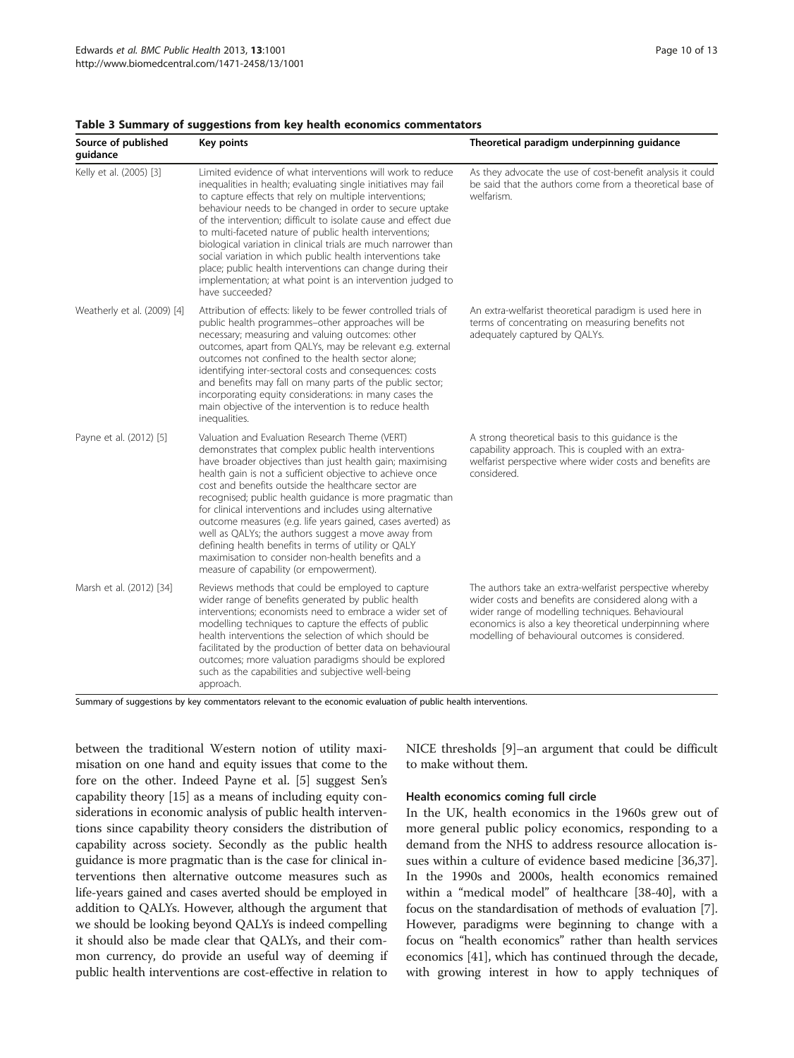**Table 3 Summary of suggestions from key health economics commentators**

| Source of published guidance | Key points | Theoretical paradigm underpinning guidance |
| --- | --- | --- |
| Kelly et al. (2005) [3] | Limited evidence of what interventions will work to reduce inequalities in health; evaluating single initiatives may fail to capture effects that rely on multiple interventions; behaviour needs to be changed in order to secure uptake of the intervention; difficult to isolate cause and effect due to multi-faceted nature of public health interventions; biological variation in clinical trials are much narrower than social variation in which public health interventions take place; public health interventions can change during their implementation; at what point is an intervention judged to have succeeded? | As they advocate the use of cost-benefit analysis it could be said that the authors come from a theoretical base of welfarism. |
| Weatherly et al. (2009) [4] | Attribution of effects: likely to be fewer controlled trials of public health programmes–other approaches will be necessary; measuring and valuing outcomes: other outcomes, apart from QALYs, may be relevant e.g. external outcomes not confined to the health sector alone; identifying inter-sectoral costs and consequences: costs and benefits may fall on many parts of the public sector; incorporating equity considerations: in many cases the main objective of the intervention is to reduce health inequalities. | An extra-welfarist theoretical paradigm is used here in terms of concentrating on measuring benefits not adequately captured by QALYs. |
| Payne et al. (2012) [5] | Valuation and Evaluation Research Theme (VERT) demonstrates that complex public health interventions have broader objectives than just health gain; maximising health gain is not a sufficient objective to achieve once cost and benefits outside the healthcare sector are recognised; public health guidance is more pragmatic than for clinical interventions and includes using alternative outcome measures (e.g. life years gained, cases averted) as well as QALYs; the authors suggest a move away from defining health benefits in terms of utility or QALY maximisation to consider non-health benefits and a measure of capability (or empowerment). | A strong theoretical basis to this guidance is the capability approach. This is coupled with an extra-welfarist perspective where wider costs and benefits are considered. |
| Marsh et al. (2012) [34] | Reviews methods that could be employed to capture wider range of benefits generated by public health interventions; economists need to embrace a wider set of modelling techniques to capture the effects of public health interventions the selection of which should be facilitated by the production of better data on behavioural outcomes; more valuation paradigms should be explored such as the capabilities and subjective well-being approach. | The authors take an extra-welfarist perspective whereby wider costs and benefits are considered along with a wider range of modelling techniques. Behavioural economics is also a key theoretical underpinning where modelling of behavioural outcomes is considered. |

Summary of suggestions by key commentators relevant to the economic evaluation of public health interventions.

between the traditional Western notion of utility maximisation on one hand and equity issues that come to the fore on the other. Indeed Payne et al. [5] suggest Sen's capability theory [15] as a means of including equity considerations in economic analysis of public health interventions since capability theory considers the distribution of capability across society. Secondly as the public health guidance is more pragmatic than is the case for clinical interventions then alternative outcome measures such as life-years gained and cases averted should be employed in addition to QALYs. However, although the argument that we should be looking beyond QALYs is indeed compelling it should also be made clear that QALYs, and their common currency, do provide an useful way of deeming if public health interventions are cost-effective in relation to NICE thresholds [9]–an argument that could be difficult to make without them.

#### Health economics coming full circle

In the UK, health economics in the 1960s grew out of more general public policy economics, responding to a demand from the NHS to address resource allocation issues within a culture of evidence based medicine [36,37]. In the 1990s and 2000s, health economics remained within a "medical model" of healthcare [38-40], with a focus on the standardisation of methods of evaluation [7]. However, paradigms were beginning to change with a focus on "health economics" rather than health services economics [41], which has continued through the decade, with growing interest in how to apply techniques of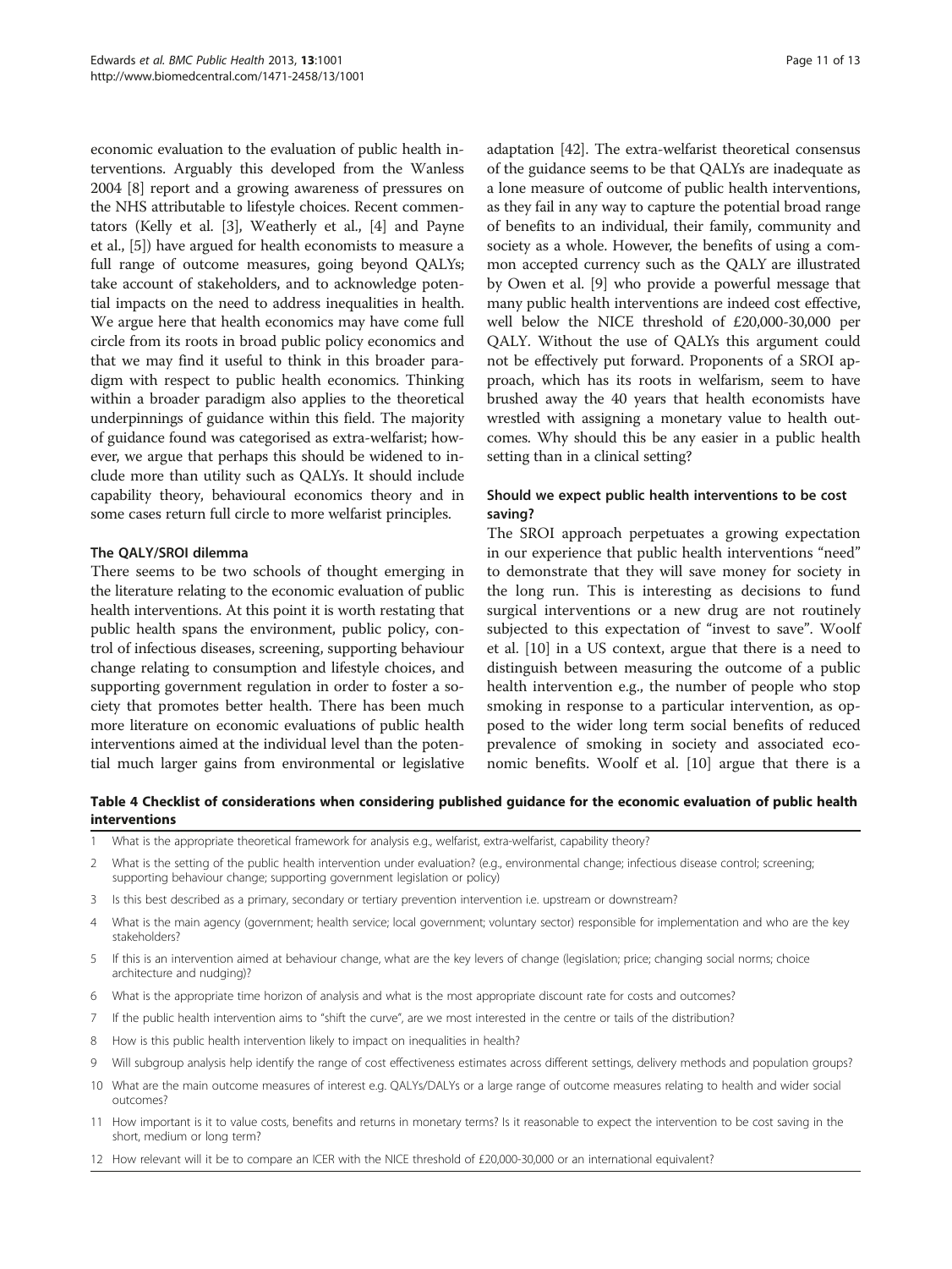economic evaluation to the evaluation of public health interventions. Arguably this developed from the Wanless 2004 [8] report and a growing awareness of pressures on the NHS attributable to lifestyle choices. Recent commentators (Kelly et al. [3], Weatherly et al., [4] and Payne et al., [5]) have argued for health economists to measure a full range of outcome measures, going beyond QALYs; take account of stakeholders, and to acknowledge potential impacts on the need to address inequalities in health. We argue here that health economics may have come full circle from its roots in broad public policy economics and that we may find it useful to think in this broader paradigm with respect to public health economics. Thinking within a broader paradigm also applies to the theoretical underpinnings of guidance within this field. The majority of guidance found was categorised as extra-welfarist; however, we argue that perhaps this should be widened to include more than utility such as QALYs. It should include capability theory, behavioural economics theory and in some cases return full circle to more welfarist principles.

#### The QALY/SROI dilemma

There seems to be two schools of thought emerging in the literature relating to the economic evaluation of public health interventions. At this point it is worth restating that public health spans the environment, public policy, control of infectious diseases, screening, supporting behaviour change relating to consumption and lifestyle choices, and supporting government regulation in order to foster a society that promotes better health. There has been much more literature on economic evaluations of public health interventions aimed at the individual level than the potential much larger gains from environmental or legislative adaptation [42]. The extra-welfarist theoretical consensus of the guidance seems to be that QALYs are inadequate as a lone measure of outcome of public health interventions, as they fail in any way to capture the potential broad range of benefits to an individual, their family, community and society as a whole. However, the benefits of using a common accepted currency such as the QALY are illustrated by Owen et al. [9] who provide a powerful message that many public health interventions are indeed cost effective, well below the NICE threshold of £20,000-30,000 per QALY. Without the use of QALYs this argument could not be effectively put forward. Proponents of a SROI approach, which has its roots in welfarism, seem to have brushed away the 40 years that health economists have wrestled with assigning a monetary value to health outcomes. Why should this be any easier in a public health setting than in a clinical setting?

#### Should we expect public health interventions to be cost saving?

The SROI approach perpetuates a growing expectation in our experience that public health interventions "need" to demonstrate that they will save money for society in the long run. This is interesting as decisions to fund surgical interventions or a new drug are not routinely subjected to this expectation of "invest to save". Woolf et al. [10] in a US context, argue that there is a need to distinguish between measuring the outcome of a public health intervention e.g., the number of people who stop smoking in response to a particular intervention, as opposed to the wider long term social benefits of reduced prevalence of smoking in society and associated economic benefits. Woolf et al. [10] argue that there is a

**Table 4 Checklist of considerations when considering published guidance for the economic evaluation of public health interventions**

| | |
|---|---|
| 1 | What is the appropriate theoretical framework for analysis e.g., welfarist, extra-welfarist, capability theory? |
| 2 | What is the setting of the public health intervention under evaluation? (e.g., environmental change; infectious disease control; screening; supporting behaviour change; supporting government legislation or policy) |
| 3 | Is this best described as a primary, secondary or tertiary prevention intervention i.e. upstream or downstream? |
| 4 | What is the main agency (government; health service; local government; voluntary sector) responsible for implementation and who are the key stakeholders? |
| 5 | If this is an intervention aimed at behaviour change, what are the key levers of change (legislation; price; changing social norms; choice architecture and nudging)? |
| 6 | What is the appropriate time horizon of analysis and what is the most appropriate discount rate for costs and outcomes? |
| 7 | If the public health intervention aims to "shift the curve", are we most interested in the centre or tails of the distribution? |
| 8 | How is this public health intervention likely to impact on inequalities in health? |
| 9 | Will subgroup analysis help identify the range of cost effectiveness estimates across different settings, delivery methods and population groups? |
| 10 | What are the main outcome measures of interest e.g. QALYs/DALYs or a large range of outcome measures relating to health and wider social outcomes? |
| 11 | How important is it to value costs, benefits and returns in monetary terms? Is it reasonable to expect the intervention to be cost saving in the short, medium or long term? |
| 12 | How relevant will it be to compare an ICER with the NICE threshold of £20,000-30,000 or an international equivalent? |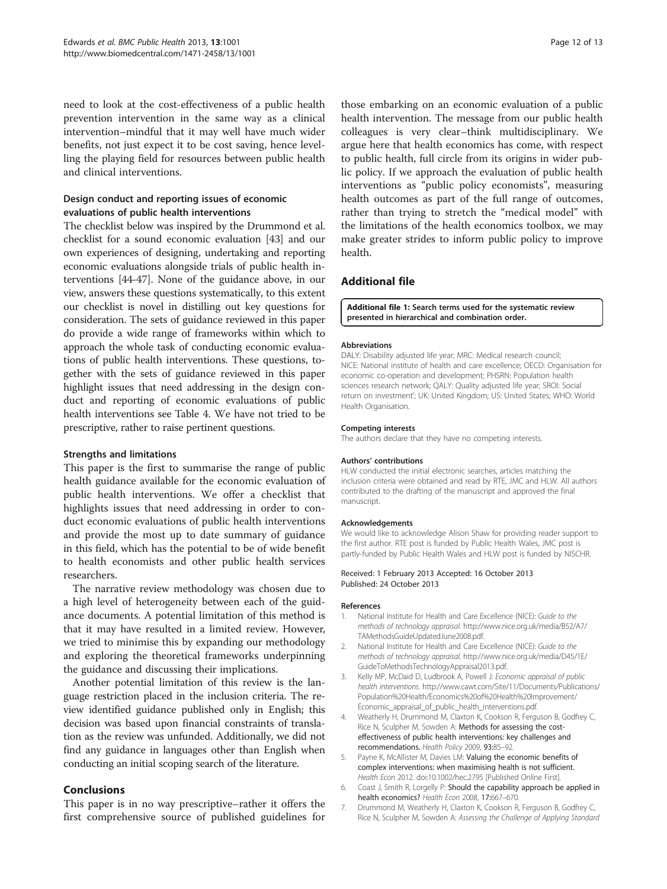need to look at the cost-effectiveness of a public health prevention intervention in the same way as a clinical intervention–mindful that it may well have much wider benefits, not just expect it to be cost saving, hence levelling the playing field for resources between public health and clinical interventions.

### Design conduct and reporting issues of economic evaluations of public health interventions

The checklist below was inspired by the Drummond et al. checklist for a sound economic evaluation [43] and our own experiences of designing, undertaking and reporting economic evaluations alongside trials of public health interventions [44-47]. None of the guidance above, in our view, answers these questions systematically, to this extent our checklist is novel in distilling out key questions for consideration. The sets of guidance reviewed in this paper do provide a wide range of frameworks within which to approach the whole task of conducting economic evaluations of public health interventions. These questions, together with the sets of guidance reviewed in this paper highlight issues that need addressing in the design conduct and reporting of economic evaluations of public health interventions see Table 4. We have not tried to be prescriptive, rather to raise pertinent questions.

### Strengths and limitations

This paper is the first to summarise the range of public health guidance available for the economic evaluation of public health interventions. We offer a checklist that highlights issues that need addressing in order to conduct economic evaluations of public health interventions and provide the most up to date summary of guidance in this field, which has the potential to be of wide benefit to health economists and other public health services researchers.

The narrative review methodology was chosen due to a high level of heterogeneity between each of the guidance documents. A potential limitation of this method is that it may have resulted in a limited review. However, we tried to minimise this by expanding our methodology and exploring the theoretical frameworks underpinning the guidance and discussing their implications.

Another potential limitation of this review is the language restriction placed in the inclusion criteria. The review identified guidance published only in English; this decision was based upon financial constraints of translation as the review was unfunded. Additionally, we did not find any guidance in languages other than English when conducting an initial scoping search of the literature.

## Conclusions

This paper is in no way prescriptive–rather it offers the first comprehensive source of published guidelines for those embarking on an economic evaluation of a public health intervention. The message from our public health colleagues is very clear–think multidisciplinary. We argue here that health economics has come, with respect to public health, full circle from its origins in wider public policy. If we approach the evaluation of public health interventions as "public policy economists", measuring health outcomes as part of the full range of outcomes, rather than trying to stretch the "medical model" with the limitations of the health economics toolbox, we may make greater strides to inform public policy to improve health.

## Additional file

**Additional file 1: Search terms used for the systematic review presented in hierarchical and combination order.**

#### Abbreviations

DALY: Disability adjusted life year; MRC: Medical research council; NICE: National institute of health and care excellence; OECD: Organisation for economic co-operation and development; PHSRN: Population health sciences research network; QALY: Quality adjusted life year; SROI: Social return on investment'; UK: United Kingdom; US: United States; WHO: World Health Organisation.

#### Competing interests

The authors declare that they have no competing interests.

#### Authors' contributions

HLW conducted the initial electronic searches, articles matching the inclusion criteria were obtained and read by RTE, JMC and HLW. All authors contributed to the drafting of the manuscript and approved the final manuscript.

#### Acknowledgements

We would like to acknowledge Alison Shaw for providing reader support to the first author. RTE post is funded by Public Health Wales, JMC post is partly-funded by Public Health Wales and HLW post is funded by NISCHR.

Received: 1 February 2013 Accepted: 16 October 2013
Published: 24 October 2013

#### References

1. National Institute for Health and Care Excellence (NICE): *Guide to the methods of technology appraisal.* http://www.nice.org.uk/media/B52/A7/TAMethodsGuideUpdatedJune2008.pdf.
2. National Institute for Health and Care Excellence (NICE): *Guide to the methods of technology appraisal.* http://www.nice.org.uk/media/D45/1E/GuideToMethodsTechnologyAppraisal2013.pdf.
3. Kelly MP, McDaid D, Ludbrook A, Powell J: *Economic appraisal of public health interventions.* http://www.cawt.com/Site/11/Documents/Publications/Population%20Health/Economics%20of%20Health%20Improvement/Economic_appraisal_of_public_health_interventions.pdf.
4. Weatherly H, Drummond M, Claxton K, Cookson R, Ferguson B, Godfrey C, Rice N, Sculpher M, Sowden A: **Methods for assessing the cost-effectiveness of public health interventions: key challenges and recommendations.** *Health Policy* 2009, **93:**85–92.
5. Payne K, McAllister M, Davies LM: **Valuing the economic benefits of complex interventions: when maximising health is not sufficient.** *Health Econ* 2012. doi:10.1002/hec.2795 [Published Online First].
6. Coast J, Smith R, Lorgelly P: **Should the capability approach be applied in health economics?** *Health Econ* 2008, **17:**667–670.
7. Drummond M, Weatherly H, Claxton K, Cookson R, Ferguson B, Godfrey C, Rice N, Sculpher M, Sowden A: *Assessing the Challenge of Applying Standard*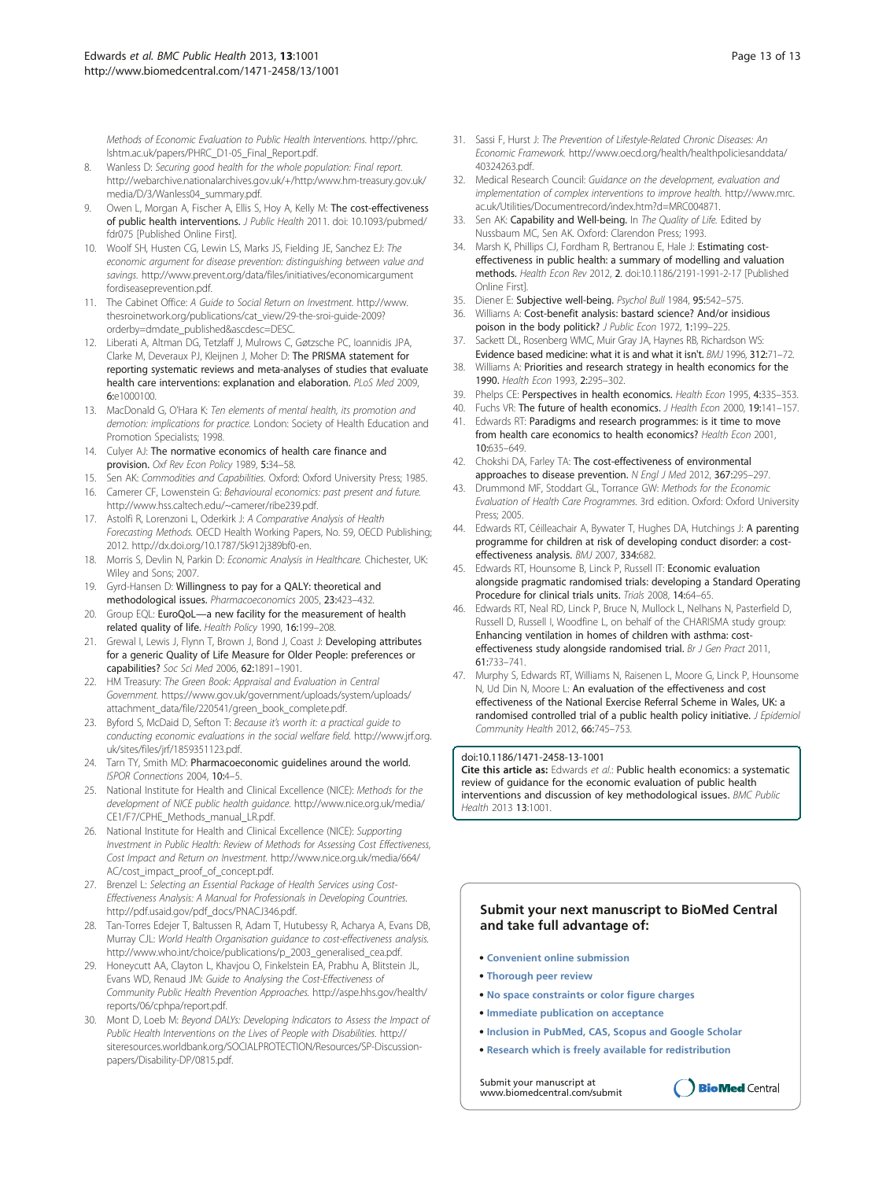*Methods of Economic Evaluation to Public Health Interventions.* http://phrc.lshtm.ac.uk/papers/PHRC_D1-05_Final_Report.pdf.

8. Wanless D: *Securing good health for the whole population: Final report.* http://webarchive.nationalarchives.gov.uk/+/http:/www.hm-treasury.gov.uk/media/D/3/Wanless04_summary.pdf.
9. Owen L, Morgan A, Fischer A, Ellis S, Hoy A, Kelly M: **The cost-effectiveness of public health interventions.** *J Public Health* 2011. doi: 10.1093/pubmed/fdr075 [Published Online First].
10. Woolf SH, Husten CG, Lewin LS, Marks JS, Fielding JE, Sanchez EJ: *The economic argument for disease prevention: distinguishing between value and savings.* http://www.prevent.org/data/files/initiatives/economicargumentfordiseaseprevention.pdf.
11. The Cabinet Office: *A Guide to Social Return on Investment.* http://www.thesroinetwork.org/publications/cat_view/29-the-sroi-guide-2009?orderby=dmdate_published&ascdesc=DESC.
12. Liberati A, Altman DG, Tetzlaff J, Mulrows C, Gøtzsche PC, Ioannidis JPA, Clarke M, Deveraux PJ, Kleijnen J, Moher D: **The PRISMA statement for reporting systematic reviews and meta-analyses of studies that evaluate health care interventions: explanation and elaboration.** *PLoS Med* 2009, **6:**e1000100.
13. MacDonald G, O'Hara K: *Ten elements of mental health, its promotion and demotion: implications for practice.* London: Society of Health Education and Promotion Specialists; 1998.
14. Culyer AJ: **The normative economics of health care finance and provision.** *Oxf Rev Econ Policy* 1989, **5:**34–58.
15. Sen AK: *Commodities and Capabilities.* Oxford: Oxford University Press; 1985.
16. Camerer CF, Lowenstein G: *Behavioural economics: past present and future.* http://www.hss.caltech.edu/~camerer/ribe239.pdf.
17. Astolfi R, Lorenzoni L, Oderkirk J: *A Comparative Analysis of Health Forecasting Methods.* OECD Health Working Papers, No. 59, OECD Publishing; 2012. http://dx.doi.org/10.1787/5k912j389bf0-en.
18. Morris S, Devlin N, Parkin D: *Economic Analysis in Healthcare.* Chichester, UK: Wiley and Sons; 2007.
19. Gyrd-Hansen D: **Willingness to pay for a QALY: theoretical and methodological issues.** *Pharmacoeconomics* 2005, **23:**423–432.
20. Group EQL: **EuroQoL—a new facility for the measurement of health related quality of life.** *Health Policy* 1990, **16:**199–208.
21. Grewal I, Lewis J, Flynn T, Brown J, Bond J, Coast J: **Developing attributes for a generic Quality of Life Measure for Older People: preferences or capabilities?** *Soc Sci Med* 2006, **62:**1891–1901.
22. HM Treasury: *The Green Book: Appraisal and Evaluation in Central Government.* https://www.gov.uk/government/uploads/system/uploads/attachment_data/file/220541/green_book_complete.pdf.
23. Byford S, McDaid D, Sefton T: *Because it's worth it: a practical guide to conducting economic evaluations in the social welfare field.* http://www.jrf.org.uk/sites/files/jrf/1859351123.pdf.
24. Tarn TY, Smith MD: **Pharmacoeconomic guidelines around the world.** *ISPOR Connections* 2004, **10:**4–5.
25. National Institute for Health and Clinical Excellence (NICE): *Methods for the development of NICE public health guidance.* http://www.nice.org.uk/media/CE1/F7/CPHE_Methods_manual_LR.pdf.
26. National Institute for Health and Clinical Excellence (NICE): *Supporting Investment in Public Health: Review of Methods for Assessing Cost Effectiveness, Cost Impact and Return on Investment.* http://www.nice.org.uk/media/664/AC/cost_impact_proof_of_concept.pdf.
27. Brenzel L: *Selecting an Essential Package of Health Services using Cost-Effectiveness Analysis: A Manual for Professionals in Developing Countries.* http://pdf.usaid.gov/pdf_docs/PNACJ346.pdf.
28. Tan-Torres Edejer T, Baltussen R, Adam T, Hutubessy R, Acharya A, Evans DB, Murray CJL: *World Health Organisation guidance to cost-effectiveness analysis.* http://www.who.int/choice/publications/p_2003_generalised_cea.pdf.
29. Honeycutt AA, Clayton L, Khavjou O, Finkelstein EA, Prabhu A, Blitstein JL, Evans WD, Renaud JM: *Guide to Analysing the Cost-Effectiveness of Community Public Health Prevention Approaches.* http://aspe.hhs.gov/health/reports/06/cphpa/report.pdf.
30. Mont D, Loeb M: *Beyond DALYs: Developing Indicators to Assess the Impact of Public Health Interventions on the Lives of People with Disabilities.* http://siteresources.worldbank.org/SOCIALPROTECTION/Resources/SP-Discussion-papers/Disability-DP/0815.pdf.
31. Sassi F, Hurst J: *The Prevention of Lifestyle-Related Chronic Diseases: An Economic Framework.* http://www.oecd.org/health/healthpoliciesanddata/40324263.pdf.
32. Medical Research Council: *Guidance on the development, evaluation and implementation of complex interventions to improve health.* http://www.mrc.ac.uk/Utilities/Documentrecord/index.htm?d=MRC004871.
33. Sen AK: **Capability and Well-being.** In *The Quality of Life.* Edited by Nussbaum MC, Sen AK. Oxford: Clarendon Press; 1993.
34. Marsh K, Phillips CJ, Fordham R, Bertranou E, Hale J: **Estimating cost-effectiveness in public health: a summary of modelling and valuation methods.** *Health Econ Rev* 2012, **2**. doi:10.1186/2191-1991-2-17 [Published Online First].
35. Diener E: **Subjective well-being.** *Psychol Bull* 1984, **95:**542–575.
36. Williams A: **Cost-benefit analysis: bastard science? And/or insidious poison in the body politick?** *J Public Econ* 1972, **1:**199–225.
37. Sackett DL, Rosenberg WMC, Muir Gray JA, Haynes RB, Richardson WS: **Evidence based medicine: what it is and what it isn't.** *BMJ* 1996, **312:**71–72.
38. Williams A: **Priorities and research strategy in health economics for the 1990.** *Health Econ* 1993, **2:**295–302.
39. Phelps CE: **Perspectives in health economics.** *Health Econ* 1995, **4:**335–353.
40. Fuchs VR: **The future of health economics.** *J Health Econ* 2000, **19:**141–157.
41. Edwards RT: **Paradigms and research programmes: is it time to move from health care economics to health economics?** *Health Econ* 2001, **10:**635–649.
42. Chokshi DA, Farley TA: **The cost-effectiveness of environmental approaches to disease prevention.** *N Engl J Med* 2012, **367:**295–297.
43. Drummond MF, Stoddart GL, Torrance GW: *Methods for the Economic Evaluation of Health Care Programmes.* 3rd edition. Oxford: Oxford University Press; 2005.
44. Edwards RT, Céilleachair A, Bywater T, Hughes DA, Hutchings J: **A parenting programme for children at risk of developing conduct disorder: a cost-effectiveness analysis.** *BMJ* 2007, **334:**682.
45. Edwards RT, Hounsome B, Linck P, Russell IT: **Economic evaluation alongside pragmatic randomised trials: developing a Standard Operating Procedure for clinical trials units.** *Trials* 2008, **14:**64–65.
46. Edwards RT, Neal RD, Linck P, Bruce N, Mullock L, Nelhans N, Pasterfield D, Russell D, Russell I, Woodfine L, on behalf of the CHARISMA study group: **Enhancing ventilation in homes of children with asthma: cost-effectiveness study alongside randomised trial.** *Br J Gen Pract* 2011, **61:**733–741.
47. Murphy S, Edwards RT, Williams N, Raisenen L, Moore G, Linck P, Hounsome N, Ud Din N, Moore L: **An evaluation of the effectiveness and cost effectiveness of the National Exercise Referral Scheme in Wales, UK: a randomised controlled trial of a public health policy initiative.** *J Epidemiol Community Health* 2012, **66:**745–753.

doi:10.1186/1471-2458-13-1001

**Cite this article as:** Edwards *et al.*: Public health economics: a systematic review of guidance for the economic evaluation of public health interventions and discussion of key methodological issues. *BMC Public Health* 2013 **13**:1001.

**Submit your next manuscript to BioMed Central and take full advantage of:**

- **Convenient online submission**
- **Thorough peer review**
- **No space constraints or color figure charges**
- **Immediate publication on acceptance**
- **Inclusion in PubMed, CAS, Scopus and Google Scholar**
- **Research which is freely available for redistribution**

Submit your manuscript at
www.biomedcentral.com/submit

BioMed Central